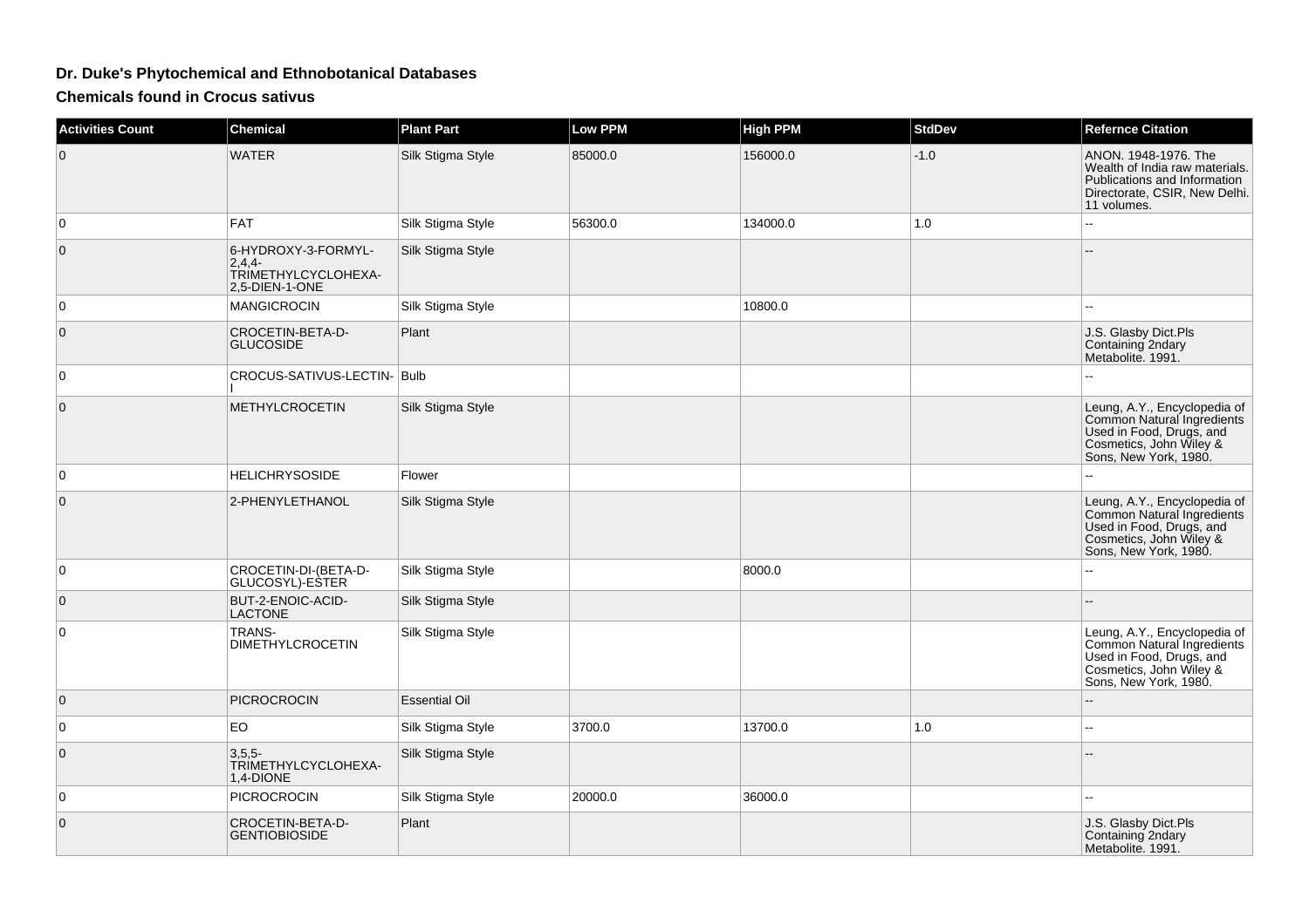# Dr. Duke's Phytochemical and Ethnobotanical Databases

## Chemicals found in Crocus sativus

| Activities Count | Chemical | Plant Part | Low PPM | High PPM | StdDev | Refernce Citation |
|---|---|---|---|---|---|---|
| 0 | WATER | Silk Stigma Style | 85000.0 | 156000.0 | -1.0 | ANON. 1948-1976. The Wealth of India raw materials. Publications and Information Directorate, CSIR, New Delhi. 11 volumes. |
| 0 | FAT | Silk Stigma Style | 56300.0 | 134000.0 | 1.0 | -- |
| 0 | 6-HYDROXY-3-FORMYL-2,4,4-TRIMETHYLCYCLOHEXA-2,5-DIEN-1-ONE | Silk Stigma Style | | | | -- |
| 0 | MANGICROCIN | Silk Stigma Style | | 10800.0 | | -- |
| 0 | CROCETIN-BETA-D-GLUCOSIDE | Plant | | | | J.S. Glasby Dict.Pls Containing 2ndary Metabolite. 1991. |
| 0 | CROCUS-SATIVUS-LECTIN-I | Bulb | | | | -- |
| 0 | METHYLCROCETIN | Silk Stigma Style | | | | Leung, A.Y., Encyclopedia of Common Natural Ingredients Used in Food, Drugs, and Cosmetics, John Wiley & Sons, New York, 1980. |
| 0 | HELICHRYSOSIDE | Flower | | | | -- |
| 0 | 2-PHENYLETHANOL | Silk Stigma Style | | | | Leung, A.Y., Encyclopedia of Common Natural Ingredients Used in Food, Drugs, and Cosmetics, John Wiley & Sons, New York, 1980. |
| 0 | CROCETIN-DI-(BETA-D-GLUCOSYL)-ESTER | Silk Stigma Style | | 8000.0 | | -- |
| 0 | BUT-2-ENOIC-ACID-LACTONE | Silk Stigma Style | | | | -- |
| 0 | TRANS-DIMETHYLCROCETIN | Silk Stigma Style | | | | Leung, A.Y., Encyclopedia of Common Natural Ingredients Used in Food, Drugs, and Cosmetics, John Wiley & Sons, New York, 1980. |
| 0 | PICROCROCIN | Essential Oil | | | | -- |
| 0 | EO | Silk Stigma Style | 3700.0 | 13700.0 | 1.0 | -- |
| 0 | 3,5,5-TRIMETHYLCYCLOHEXA-1,4-DIONE | Silk Stigma Style | | | | -- |
| 0 | PICROCROCIN | Silk Stigma Style | 20000.0 | 36000.0 | | -- |
| 0 | CROCETIN-BETA-D-GENTIOBIOSIDE | Plant | | | | J.S. Glasby Dict.Pls Containing 2ndary Metabolite. 1991. |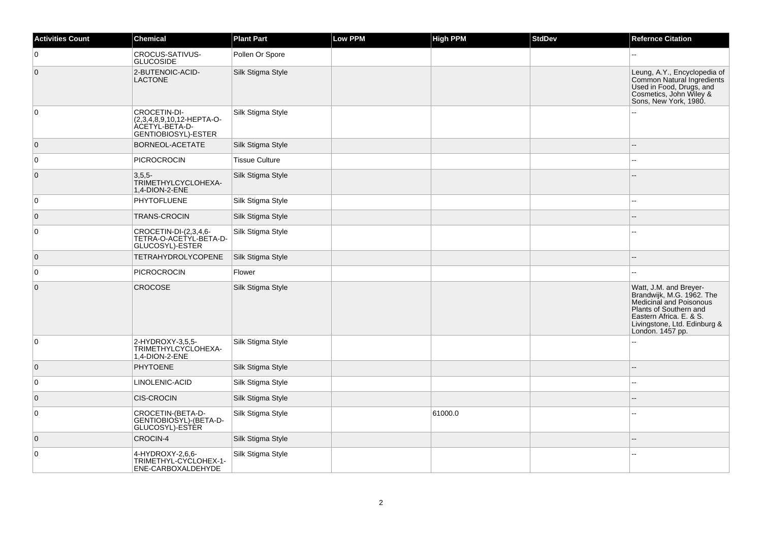| Activities Count | Chemical | Plant Part | Low PPM | High PPM | StdDev | Refernce Citation |
|---|---|---|---|---|---|---|
| 0 | CROCUS-SATIVUS-GLUCOSIDE | Pollen Or Spore | | | | -- |
| 0 | 2-BUTENOIC-ACID-LACTONE | Silk Stigma Style | | | | Leung, A.Y., Encyclopedia of Common Natural Ingredients Used in Food, Drugs, and Cosmetics, John Wiley & Sons, New York, 1980. |
| 0 | CROCETIN-DI-(2,3,4,8,9,10,12-HEPTA-O-ACETYL-BETA-D-GENTIOBIOSYL)-ESTER | Silk Stigma Style | | | | -- |
| 0 | BORNEOL-ACETATE | Silk Stigma Style | | | | -- |
| 0 | PICROCROCIN | Tissue Culture | | | | -- |
| 0 | 3,5,5-TRIMETHYLCYCLOHEXA-1,4-DION-2-ENE | Silk Stigma Style | | | | -- |
| 0 | PHYTOFLUENE | Silk Stigma Style | | | | -- |
| 0 | TRANS-CROCIN | Silk Stigma Style | | | | -- |
| 0 | CROCETIN-DI-(2,3,4,6-TETRA-O-ACETYL-BETA-D-GLUCOSYL)-ESTER | Silk Stigma Style | | | | -- |
| 0 | TETRAHYDROLYCOPENE | Silk Stigma Style | | | | -- |
| 0 | PICROCROCIN | Flower | | | | -- |
| 0 | CROCOSE | Silk Stigma Style | | | | Watt, J.M. and Breyer-Brandwijk, M.G. 1962. The Medicinal and Poisonous Plants of Southern and Eastern Africa. E. & S. Livingstone, Ltd. Edinburg & London. 1457 pp. |
| 0 | 2-HYDROXY-3,5,5-TRIMETHYLCYCLOHEXA-1,4-DION-2-ENE | Silk Stigma Style | | | | -- |
| 0 | PHYTOENE | Silk Stigma Style | | | | -- |
| 0 | LINOLENIC-ACID | Silk Stigma Style | | | | -- |
| 0 | CIS-CROCIN | Silk Stigma Style | | | | -- |
| 0 | CROCETIN-(BETA-D-GENTIOBIOSYL)-(BETA-D-GLUCOSYL)-ESTER | Silk Stigma Style | | 61000.0 | | -- |
| 0 | CROCIN-4 | Silk Stigma Style | | | | -- |
| 0 | 4-HYDROXY-2,6,6-TRIMETHYL-CYCLOHEX-1-ENE-CARBOXALDEHYDE | Silk Stigma Style | | | | -- |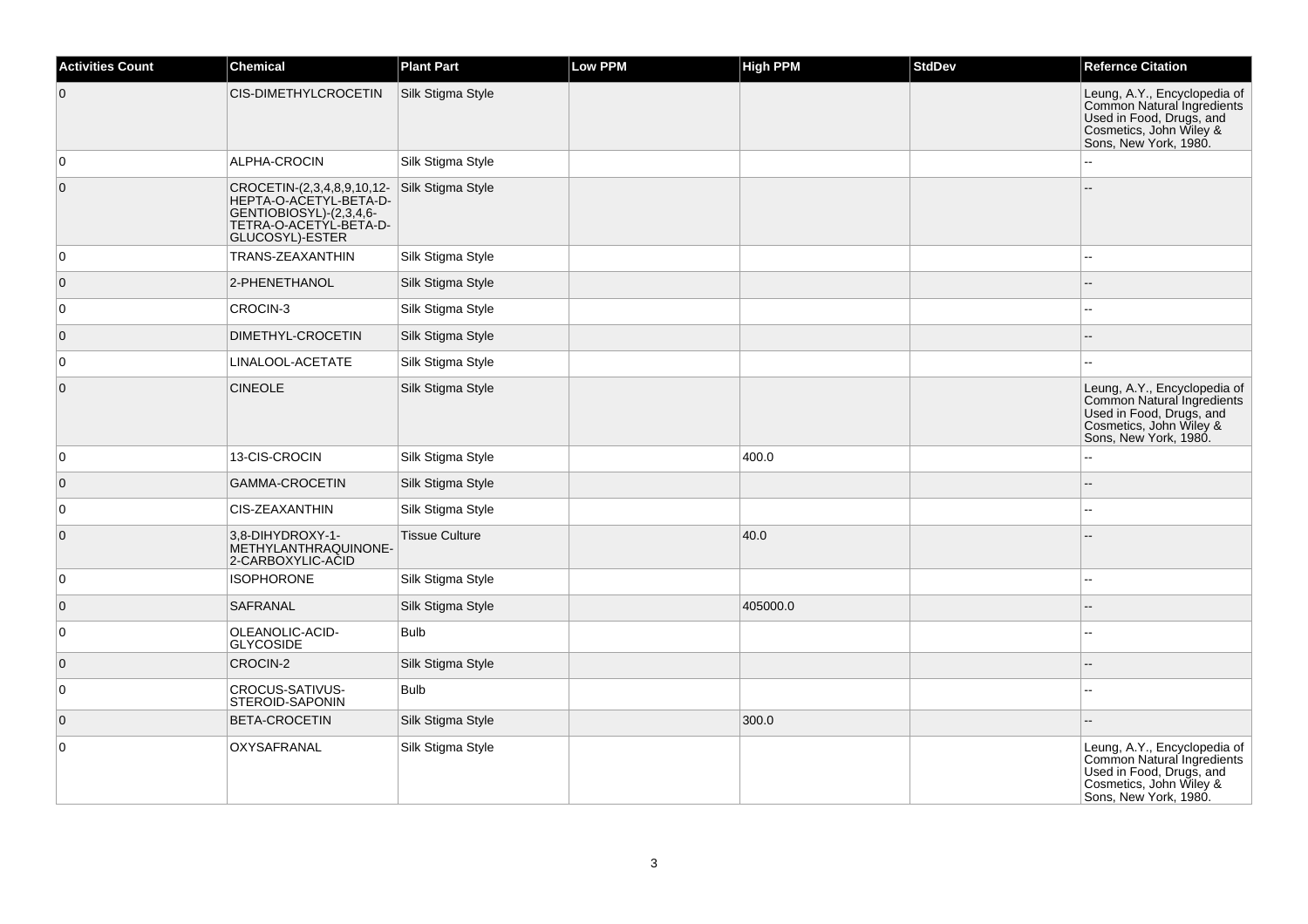| Activities Count | Chemical | Plant Part | Low PPM | High PPM | StdDev | Refernce Citation |
|---|---|---|---|---|---|---|
| 0 | CIS-DIMETHYLCROCETIN | Silk Stigma Style | | | | Leung, A.Y., Encyclopedia of Common Natural Ingredients Used in Food, Drugs, and Cosmetics, John Wiley & Sons, New York, 1980. |
| 0 | ALPHA-CROCIN | Silk Stigma Style | | | | -- |
| 0 | CROCETIN-(2,3,4,8,9,10,12-HEPTA-O-ACETYL-BETA-D-GENTIOBIOSYL)-(2,3,4,6-TETRA-O-ACETYL-BETA-D-GLUCOSYL)-ESTER | Silk Stigma Style | | | | -- |
| 0 | TRANS-ZEAXANTHIN | Silk Stigma Style | | | | -- |
| 0 | 2-PHENETHANOL | Silk Stigma Style | | | | -- |
| 0 | CROCIN-3 | Silk Stigma Style | | | | -- |
| 0 | DIMETHYL-CROCETIN | Silk Stigma Style | | | | -- |
| 0 | LINALOOL-ACETATE | Silk Stigma Style | | | | -- |
| 0 | CINEOLE | Silk Stigma Style | | | | Leung, A.Y., Encyclopedia of Common Natural Ingredients Used in Food, Drugs, and Cosmetics, John Wiley & Sons, New York, 1980. |
| 0 | 13-CIS-CROCIN | Silk Stigma Style | | 400.0 | | -- |
| 0 | GAMMA-CROCETIN | Silk Stigma Style | | | | -- |
| 0 | CIS-ZEAXANTHIN | Silk Stigma Style | | | | -- |
| 0 | 3,8-DIHYDROXY-1-METHYLANTHRAQUINONE-2-CARBOXYLIC-ACID | Tissue Culture | | 40.0 | | -- |
| 0 | ISOPHORONE | Silk Stigma Style | | | | -- |
| 0 | SAFRANAL | Silk Stigma Style | | 405000.0 | | -- |
| 0 | OLEANOLIC-ACID-GLYCOSIDE | Bulb | | | | -- |
| 0 | CROCIN-2 | Silk Stigma Style | | | | -- |
| 0 | CROCUS-SATIVUS-STEROID-SAPONIN | Bulb | | | | -- |
| 0 | BETA-CROCETIN | Silk Stigma Style | | 300.0 | | -- |
| 0 | OXYSAFRANAL | Silk Stigma Style | | | | Leung, A.Y., Encyclopedia of Common Natural Ingredients Used in Food, Drugs, and Cosmetics, John Wiley & Sons, New York, 1980. |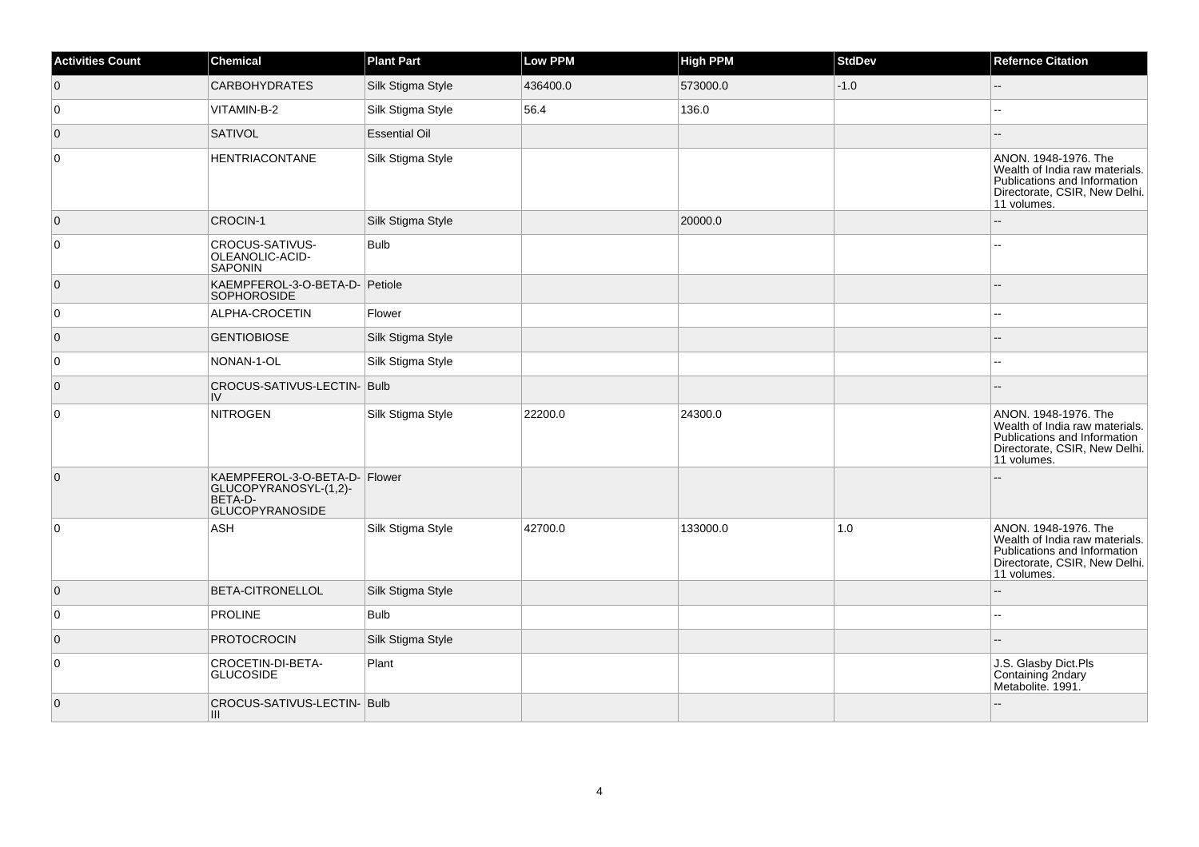| Activities Count | Chemical | Plant Part | Low PPM | High PPM | StdDev | Refernce Citation |
|---|---|---|---|---|---|---|
| 0 | CARBOHYDRATES | Silk Stigma Style | 436400.0 | 573000.0 | -1.0 | -- |
| 0 | VITAMIN-B-2 | Silk Stigma Style | 56.4 | 136.0 | | -- |
| 0 | SATIVOL | Essential Oil | | | | -- |
| 0 | HENTRIACONTANE | Silk Stigma Style | | | | ANON. 1948-1976. The Wealth of India raw materials. Publications and Information Directorate, CSIR, New Delhi. 11 volumes. |
| 0 | CROCIN-1 | Silk Stigma Style | | 20000.0 | | -- |
| 0 | CROCUS-SATIVUS-OLEANOLIC-ACID-SAPONIN | Bulb | | | | -- |
| 0 | KAEMPFEROL-3-O-BETA-D-SOPHOROSIDE | Petiole | | | | -- |
| 0 | ALPHA-CROCETIN | Flower | | | | -- |
| 0 | GENTIOBIOSE | Silk Stigma Style | | | | -- |
| 0 | NONAN-1-OL | Silk Stigma Style | | | | -- |
| 0 | CROCUS-SATIVUS-LECTIN-IV | Bulb | | | | -- |
| 0 | NITROGEN | Silk Stigma Style | 22200.0 | 24300.0 | | ANON. 1948-1976. The Wealth of India raw materials. Publications and Information Directorate, CSIR, New Delhi. 11 volumes. |
| 0 | KAEMPFEROL-3-O-BETA-D-GLUCOPYRANOSYL-(1,2)-BETA-D-GLUCOPYRANOSIDE | Flower | | | | -- |
| 0 | ASH | Silk Stigma Style | 42700.0 | 133000.0 | 1.0 | ANON. 1948-1976. The Wealth of India raw materials. Publications and Information Directorate, CSIR, New Delhi. 11 volumes. |
| 0 | BETA-CITRONELLOL | Silk Stigma Style | | | | -- |
| 0 | PROLINE | Bulb | | | | -- |
| 0 | PROTOCROCIN | Silk Stigma Style | | | | -- |
| 0 | CROCETIN-DI-BETA-GLUCOSIDE | Plant | | | | J.S. Glasby Dict.Pls Containing 2ndary Metabolite. 1991. |
| 0 | CROCUS-SATIVUS-LECTIN-III | Bulb | | | | -- |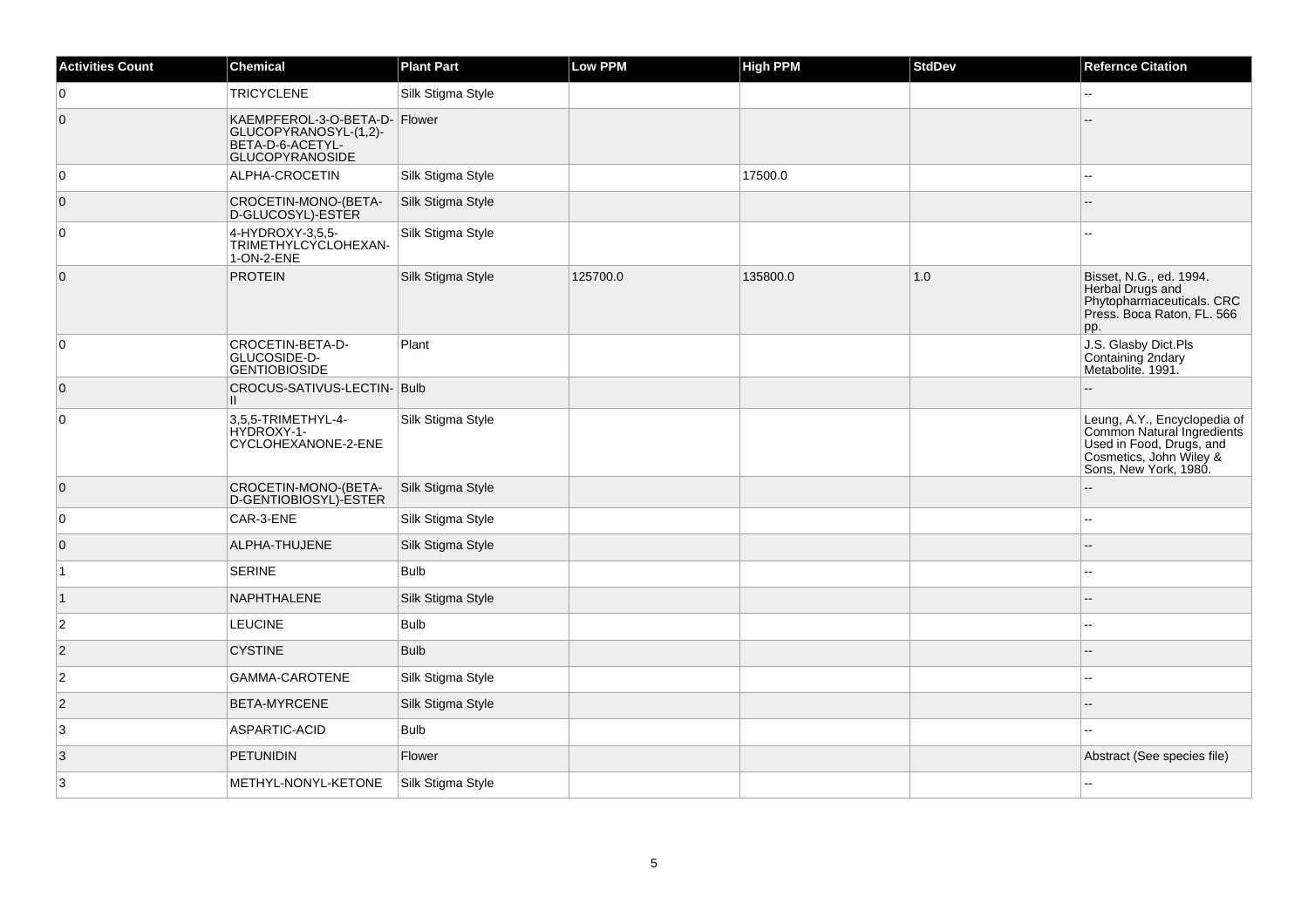| Activities Count | Chemical | Plant Part | Low PPM | High PPM | StdDev | Refernce Citation |
|---|---|---|---|---|---|---|
| 0 | TRICYCLENE | Silk Stigma Style | | | | -- |
| 0 | KAEMPFEROL-3-O-BETA-D-GLUCOPYRANOSYL-(1,2)-BETA-D-6-ACETYL-GLUCOPYRANOSIDE | Flower | | | | -- |
| 0 | ALPHA-CROCETIN | Silk Stigma Style | | 17500.0 | | -- |
| 0 | CROCETIN-MONO-(BETA-D-GLUCOSYL)-ESTER | Silk Stigma Style | | | | -- |
| 0 | 4-HYDROXY-3,5,5-TRIMETHYLCYCLOHEXAN-1-ON-2-ENE | Silk Stigma Style | | | | -- |
| 0 | PROTEIN | Silk Stigma Style | 125700.0 | 135800.0 | 1.0 | Bisset, N.G., ed. 1994. Herbal Drugs and Phytopharmaceuticals. CRC Press. Boca Raton, FL. 566 pp. |
| 0 | CROCETIN-BETA-D-GLUCOSIDE-D-GENTIOBIOSIDE | Plant | | | | J.S. Glasby Dict.Pls Containing 2ndary Metabolite. 1991. |
| 0 | CROCUS-SATIVUS-LECTIN-II | Bulb | | | | -- |
| 0 | 3,5,5-TRIMETHYL-4-HYDROXY-1-CYCLOHEXANONE-2-ENE | Silk Stigma Style | | | | Leung, A.Y., Encyclopedia of Common Natural Ingredients Used in Food, Drugs, and Cosmetics, John Wiley & Sons, New York, 1980. |
| 0 | CROCETIN-MONO-(BETA-D-GENTIOBIOSYL)-ESTER | Silk Stigma Style | | | | -- |
| 0 | CAR-3-ENE | Silk Stigma Style | | | | -- |
| 0 | ALPHA-THUJENE | Silk Stigma Style | | | | -- |
| 1 | SERINE | Bulb | | | | -- |
| 1 | NAPHTHALENE | Silk Stigma Style | | | | -- |
| 2 | LEUCINE | Bulb | | | | -- |
| 2 | CYSTINE | Bulb | | | | -- |
| 2 | GAMMA-CAROTENE | Silk Stigma Style | | | | -- |
| 2 | BETA-MYRCENE | Silk Stigma Style | | | | -- |
| 3 | ASPARTIC-ACID | Bulb | | | | -- |
| 3 | PETUNIDIN | Flower | | | | Abstract (See species file) |
| 3 | METHYL-NONYL-KETONE | Silk Stigma Style | | | | -- |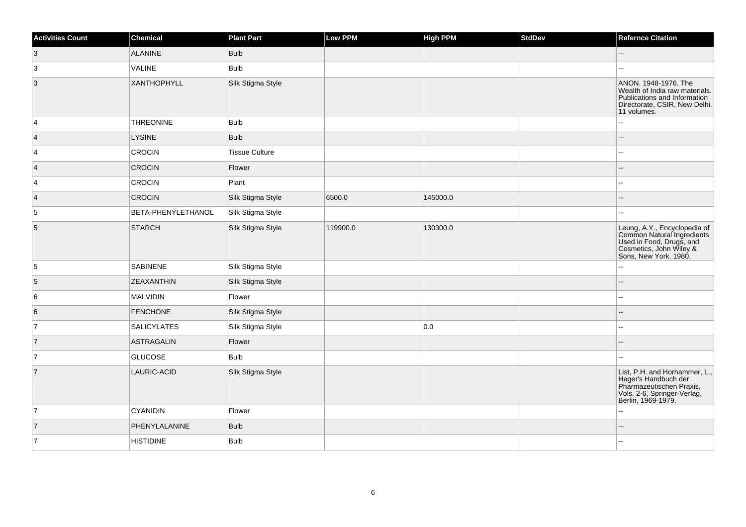| Activities Count | Chemical | Plant Part | Low PPM | High PPM | StdDev | Refernce Citation |
|---|---|---|---|---|---|---|
| 3 | ALANINE | Bulb | | | | -- |
| 3 | VALINE | Bulb | | | | -- |
| 3 | XANTHOPHYLL | Silk Stigma Style | | | | ANON. 1948-1976. The Wealth of India raw materials. Publications and Information Directorate, CSIR, New Delhi. 11 volumes. |
| 4 | THREONINE | Bulb | | | | -- |
| 4 | LYSINE | Bulb | | | | -- |
| 4 | CROCIN | Tissue Culture | | | | -- |
| 4 | CROCIN | Flower | | | | -- |
| 4 | CROCIN | Plant | | | | -- |
| 4 | CROCIN | Silk Stigma Style | 6500.0 | 145000.0 | | -- |
| 5 | BETA-PHENYLETHANOL | Silk Stigma Style | | | | -- |
| 5 | STARCH | Silk Stigma Style | 119900.0 | 130300.0 | | Leung, A.Y., Encyclopedia of Common Natural Ingredients Used in Food, Drugs, and Cosmetics, John Wiley & Sons, New York, 1980. |
| 5 | SABINENE | Silk Stigma Style | | | | -- |
| 5 | ZEAXANTHIN | Silk Stigma Style | | | | -- |
| 6 | MALVIDIN | Flower | | | | -- |
| 6 | FENCHONE | Silk Stigma Style | | | | -- |
| 7 | SALICYLATES | Silk Stigma Style | | 0.0 | | -- |
| 7 | ASTRAGALIN | Flower | | | | -- |
| 7 | GLUCOSE | Bulb | | | | -- |
| 7 | LAURIC-ACID | Silk Stigma Style | | | | List, P.H. and Horhammer, L., Hager's Handbuch der Pharmazeutischen Praxis, Vols. 2-6, Springer-Verlag, Berlin, 1969-1979. |
| 7 | CYANIDIN | Flower | | | | -- |
| 7 | PHENYLALANINE | Bulb | | | | -- |
| 7 | HISTIDINE | Bulb | | | | -- |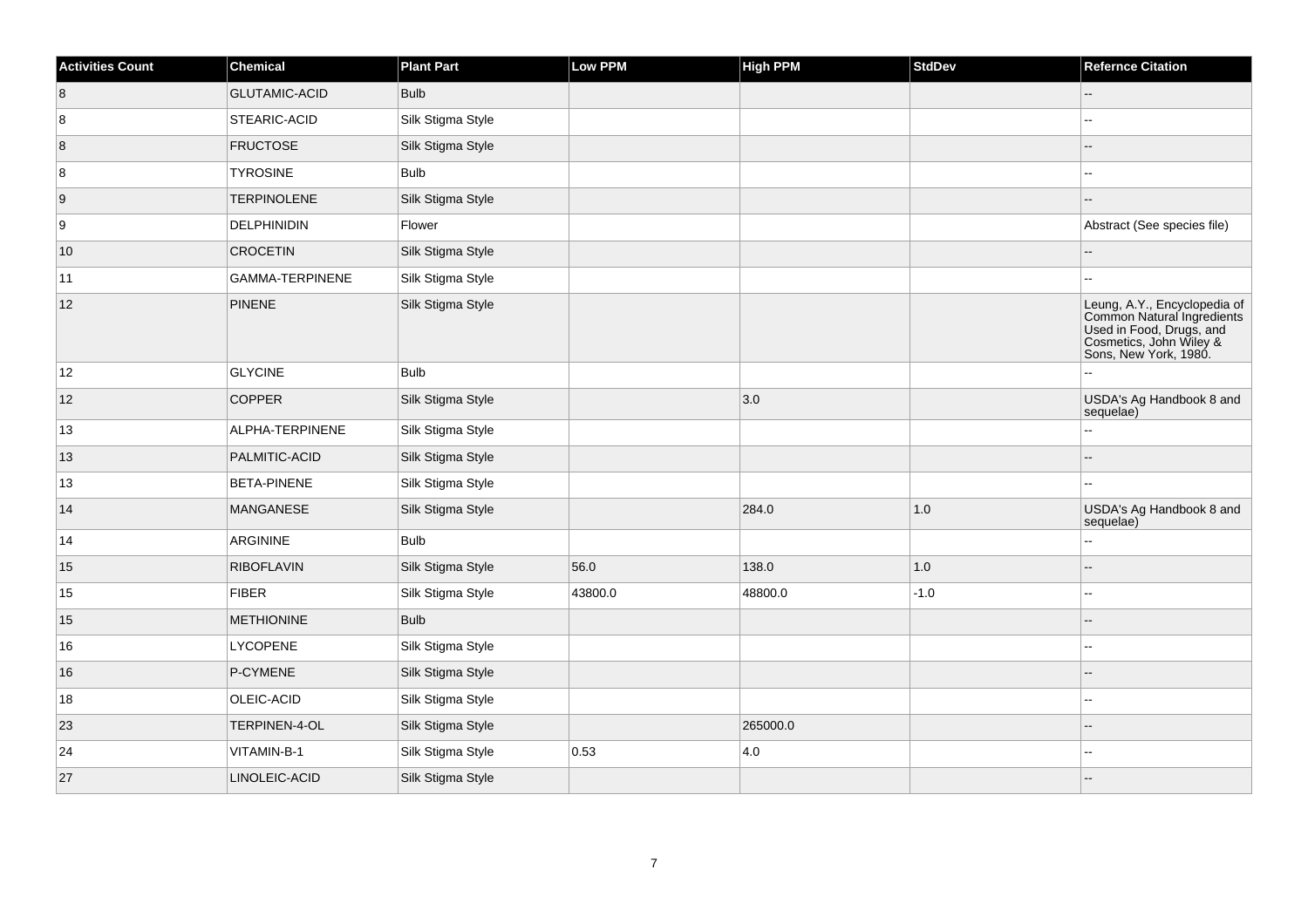| Activities Count | Chemical | Plant Part | Low PPM | High PPM | StdDev | Refernce Citation |
|---|---|---|---|---|---|---|
| 8 | GLUTAMIC-ACID | Bulb | | | | -- |
| 8 | STEARIC-ACID | Silk Stigma Style | | | | -- |
| 8 | FRUCTOSE | Silk Stigma Style | | | | -- |
| 8 | TYROSINE | Bulb | | | | -- |
| 9 | TERPINOLENE | Silk Stigma Style | | | | -- |
| 9 | DELPHINIDIN | Flower | | | | Abstract (See species file) |
| 10 | CROCETIN | Silk Stigma Style | | | | -- |
| 11 | GAMMA-TERPINENE | Silk Stigma Style | | | | -- |
| 12 | PINENE | Silk Stigma Style | | | | Leung, A.Y., Encyclopedia of Common Natural Ingredients Used in Food, Drugs, and Cosmetics, John Wiley & Sons, New York, 1980. |
| 12 | GLYCINE | Bulb | | | | -- |
| 12 | COPPER | Silk Stigma Style | | 3.0 | | USDA's Ag Handbook 8 and sequelae) |
| 13 | ALPHA-TERPINENE | Silk Stigma Style | | | | -- |
| 13 | PALMITIC-ACID | Silk Stigma Style | | | | -- |
| 13 | BETA-PINENE | Silk Stigma Style | | | | -- |
| 14 | MANGANESE | Silk Stigma Style | | 284.0 | 1.0 | USDA's Ag Handbook 8 and sequelae) |
| 14 | ARGININE | Bulb | | | | -- |
| 15 | RIBOFLAVIN | Silk Stigma Style | 56.0 | 138.0 | 1.0 | -- |
| 15 | FIBER | Silk Stigma Style | 43800.0 | 48800.0 | -1.0 | -- |
| 15 | METHIONINE | Bulb | | | | -- |
| 16 | LYCOPENE | Silk Stigma Style | | | | -- |
| 16 | P-CYMENE | Silk Stigma Style | | | | -- |
| 18 | OLEIC-ACID | Silk Stigma Style | | | | -- |
| 23 | TERPINEN-4-OL | Silk Stigma Style | | 265000.0 | | -- |
| 24 | VITAMIN-B-1 | Silk Stigma Style | 0.53 | 4.0 | | -- |
| 27 | LINOLEIC-ACID | Silk Stigma Style | | | | -- |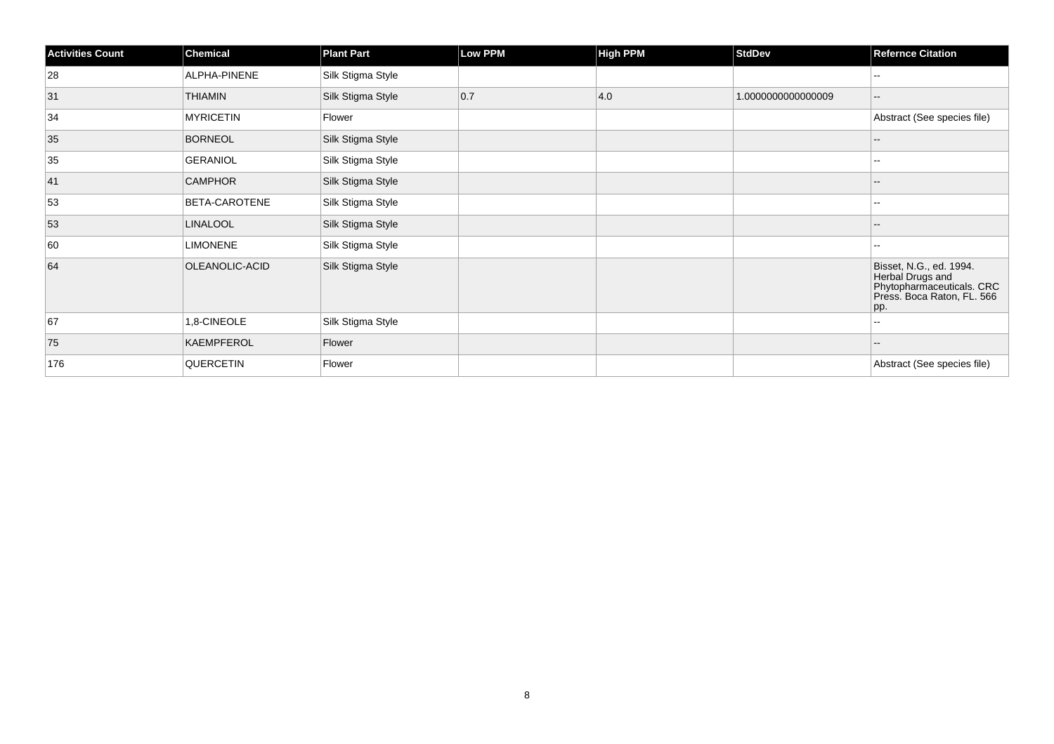| Activities Count | Chemical | Plant Part | Low PPM | High PPM | StdDev | Refernce Citation |
|---|---|---|---|---|---|---|
| 28 | ALPHA-PINENE | Silk Stigma Style | | | | -- |
| 31 | THIAMIN | Silk Stigma Style | 0.7 | 4.0 | 1.0000000000000009 | -- |
| 34 | MYRICETIN | Flower | | | | Abstract (See species file) |
| 35 | BORNEOL | Silk Stigma Style | | | | -- |
| 35 | GERANIOL | Silk Stigma Style | | | | -- |
| 41 | CAMPHOR | Silk Stigma Style | | | | -- |
| 53 | BETA-CAROTENE | Silk Stigma Style | | | | -- |
| 53 | LINALOOL | Silk Stigma Style | | | | -- |
| 60 | LIMONENE | Silk Stigma Style | | | | -- |
| 64 | OLEANOLIC-ACID | Silk Stigma Style | | | | Bisset, N.G., ed. 1994. Herbal Drugs and Phytopharmaceuticals. CRC Press. Boca Raton, FL. 566 pp. |
| 67 | 1,8-CINEOLE | Silk Stigma Style | | | | -- |
| 75 | KAEMPFEROL | Flower | | | | -- |
| 176 | QUERCETIN | Flower | | | | Abstract (See species file) |